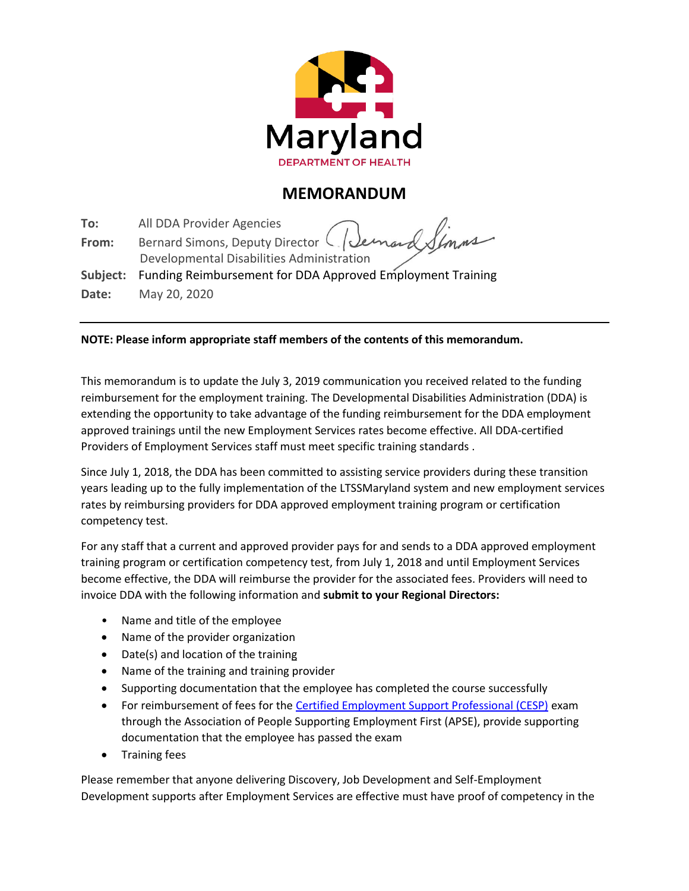Maryland

DEPARTMENT OF HEALTH

# MEMORANDUM

**To:** All DDA Provider Agencies

**From:** Bernard Simons, Deputy Director
Developmental Disabilities Administration

**Subject:** Funding Reimbursement for DDA Approved Employment Training

**Date:** May 20, 2020

---

**NOTE: Please inform appropriate staff members of the contents of this memorandum.**

This memorandum is to update the July 3, 2019 communication you received related to the funding reimbursement for the employment training. The Developmental Disabilities Administration (DDA) is extending the opportunity to take advantage of the funding reimbursement for the DDA employment approved trainings until the new Employment Services rates become effective. All DDA-certified Providers of Employment Services staff must meet specific training standards .

Since July 1, 2018, the DDA has been committed to assisting service providers during these transition years leading up to the fully implementation of the LTSSMaryland system and new employment services rates by reimbursing providers for DDA approved employment training program or certification competency test.

For any staff that a current and approved provider pays for and sends to a DDA approved employment training program or certification competency test, from July 1, 2018 and until Employment Services become effective, the DDA will reimburse the provider for the associated fees. Providers will need to invoice DDA with the following information and **submit to your Regional Directors:**

- Name and title of the employee
- Name of the provider organization
- Date(s) and location of the training
- Name of the training and training provider
- Supporting documentation that the employee has completed the course successfully
- For reimbursement of fees for the Certified Employment Support Professional (CESP) exam through the Association of People Supporting Employment First (APSE), provide supporting documentation that the employee has passed the exam
- Training fees

Please remember that anyone delivering Discovery, Job Development and Self-Employment Development supports after Employment Services are effective must have proof of competency in the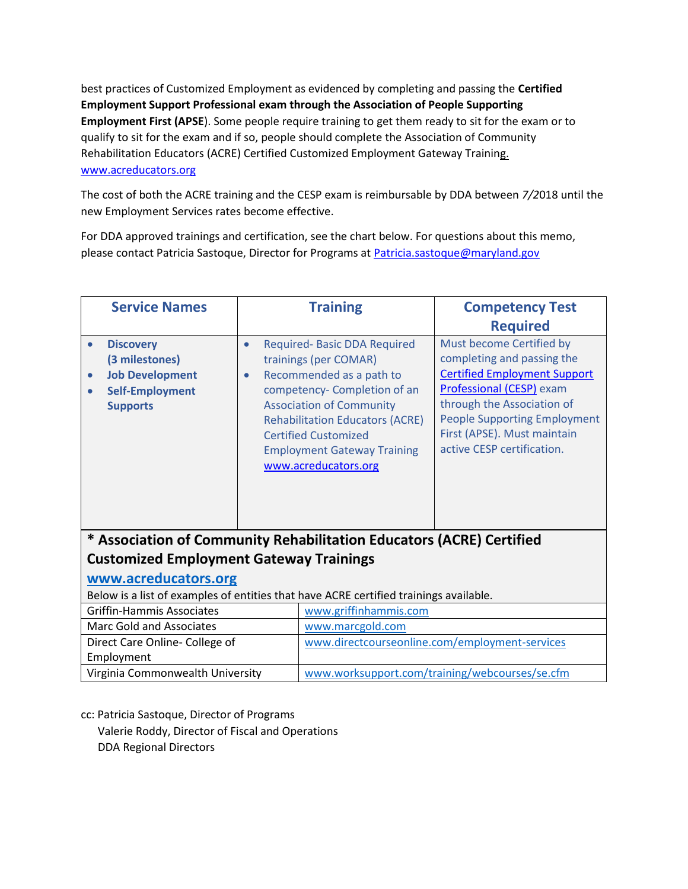best practices of Customized Employment as evidenced by completing and passing the **Certified Employment Support Professional exam through the Association of People Supporting Employment First (APSE)**. Some people require training to get them ready to sit for the exam or to qualify to sit for the exam and if so, people should complete the Association of Community Rehabilitation Educators (ACRE) Certified Customized Employment Gateway Training. www.acreducators.org

The cost of both the ACRE training and the CESP exam is reimbursable by DDA between *7/*2018 until the new Employment Services rates become effective.

For DDA approved trainings and certification, see the chart below. For questions about this memo, please contact Patricia Sastoque, Director for Programs at Patricia.sastoque@maryland.gov

| Service Names | Training | Competency Test Required |
|---|---|---|
| • **Discovery (3 milestones)**<br>• **Job Development**<br>• **Self-Employment Supports** | • Required- Basic DDA Required trainings (per COMAR)<br>• Recommended as a path to competency- Completion of an Association of Community Rehabilitation Educators (ACRE) Certified Customized Employment Gateway Training www.acreducators.org | Must become Certified by completing and passing the Certified Employment Support Professional (CESP) exam through the Association of People Supporting Employment First (APSE). Must maintain active CESP certification. |

**\* Association of Community Rehabilitation Educators (ACRE) Certified Customized Employment Gateway Trainings**

**www.acreducators.org**

Below is a list of examples of entities that have ACRE certified trainings available.

| | |
|---|---|
| Griffin-Hammis Associates | www.griffinhammis.com |
| Marc Gold and Associates | www.marcgold.com |
| Direct Care Online- College of Employment | www.directcourseonline.com/employment-services |
| Virginia Commonwealth University | www.worksupport.com/training/webcourses/se.cfm |

cc: Patricia Sastoque, Director of Programs
Valerie Roddy, Director of Fiscal and Operations
DDA Regional Directors